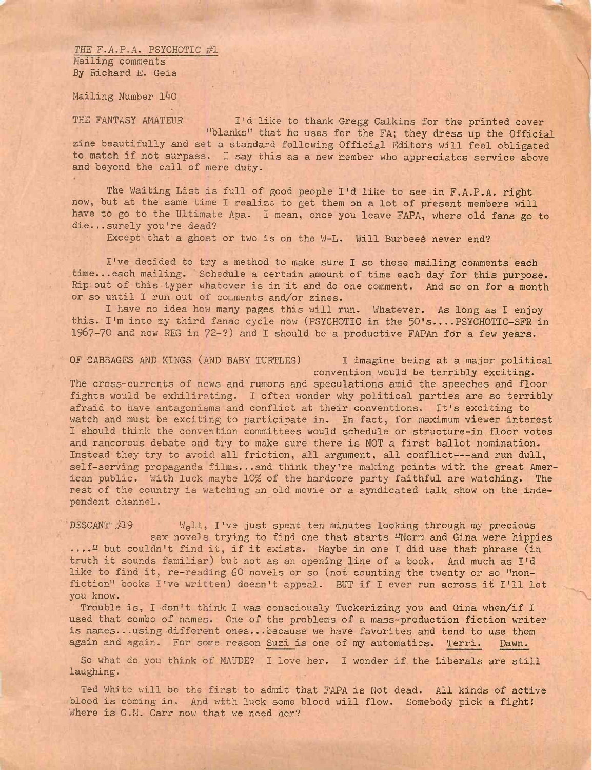THE F.A.P.A. PSYCHOTIC #1
Mailing comments
By Richard E. Geis

Mailing Number 140

THE FANTASY AMATEUR I'd like to thank Gregg Calkins for the printed cover "blanks" that he uses for the FA; they dress up the Official zine beautifully and set a standard following Official Editors will feel obligated to match if not surpass. I say this as a new member who appreciates service above and beyond the call of mere duty.

The Waiting List is full of good people I'd like to see in F.A.P.A. right now, but at the same time I realize to get them on a lot of present members will have to go to the Ultimate Apa. I mean, once you leave FAPA, where old fans go to die...surely you're dead?

Except that a ghost or two is on the W-L. Will Burbees never end?

I've decided to try a method to make sure I so these mailing comments each time...each mailing. Schedule a certain amount of time each day for this purpose. Rip out of this typer whatever is in it and do one comment. And so on for a month or so until I run out of comments and/or zines.

I have no idea how many pages this will run. Whatever. As long as I enjoy this. I'm into my third fanac cycle now (PSYCHOTIC in the 50's....PSYCHOTIC-SFR in 1967-70 and now REG in 72-?) and I should be a productive FAPAn for a few years.

OF CABBAGES AND KINGS (AND BABY TURTLES) I imagine being at a major political convention would be terribly exciting. The cross-currents of news and rumors and speculations amid the speeches and floor fights would be exhilirating. I often wonder why political parties are so terribly afraid to have antagonisms and conflict at their conventions. It's exciting to watch and must be exciting to participate in. In fact, for maximum viewer interest I should think the convention committees would schedule or structure-in floor votes and rancorous debate and try to make sure there is NOT a first ballot nomination. Instead they try to avoid all friction, all argument, all conflict---and run dull, self-serving propaganda films...and think they're making points with the great American public. With luck maybe 10% of the hardcore party faithful are watching. The rest of the country is watching an old movie or a syndicated talk show on the independent channel.

DESCANT #19 Well, I've just spent ten minutes looking through my precious sex novels trying to find one that starts "Norm and Gina were hippies ...." but couldn't find it, if it exists. Maybe in one I did use that phrase (in truth it sounds familiar) but not as an opening line of a book. And much as I'd like to find it, re-reading 60 novels or so (not counting the twenty or so "non-fiction" books I've written) doesn't appeal. BUT if I ever run across it I'll let you know.

Trouble is, I don't think I was consciously Tuckerizing you and Gina when/if I used that combo of names. One of the problems of a mass-production fiction writer is names...using different ones...because we have favorites and tend to use them again and again. For some reason Suzi is one of my automatics. Terri. Dawn.

So what do you think of MAUDE? I love her. I wonder if the Liberals are still laughing.

Ted White will be the first to admit that FAPA is Not dead. All kinds of active blood is coming in. And with luck some blood will flow. Somebody pick a fight! Where is G.M. Carr now that we need her?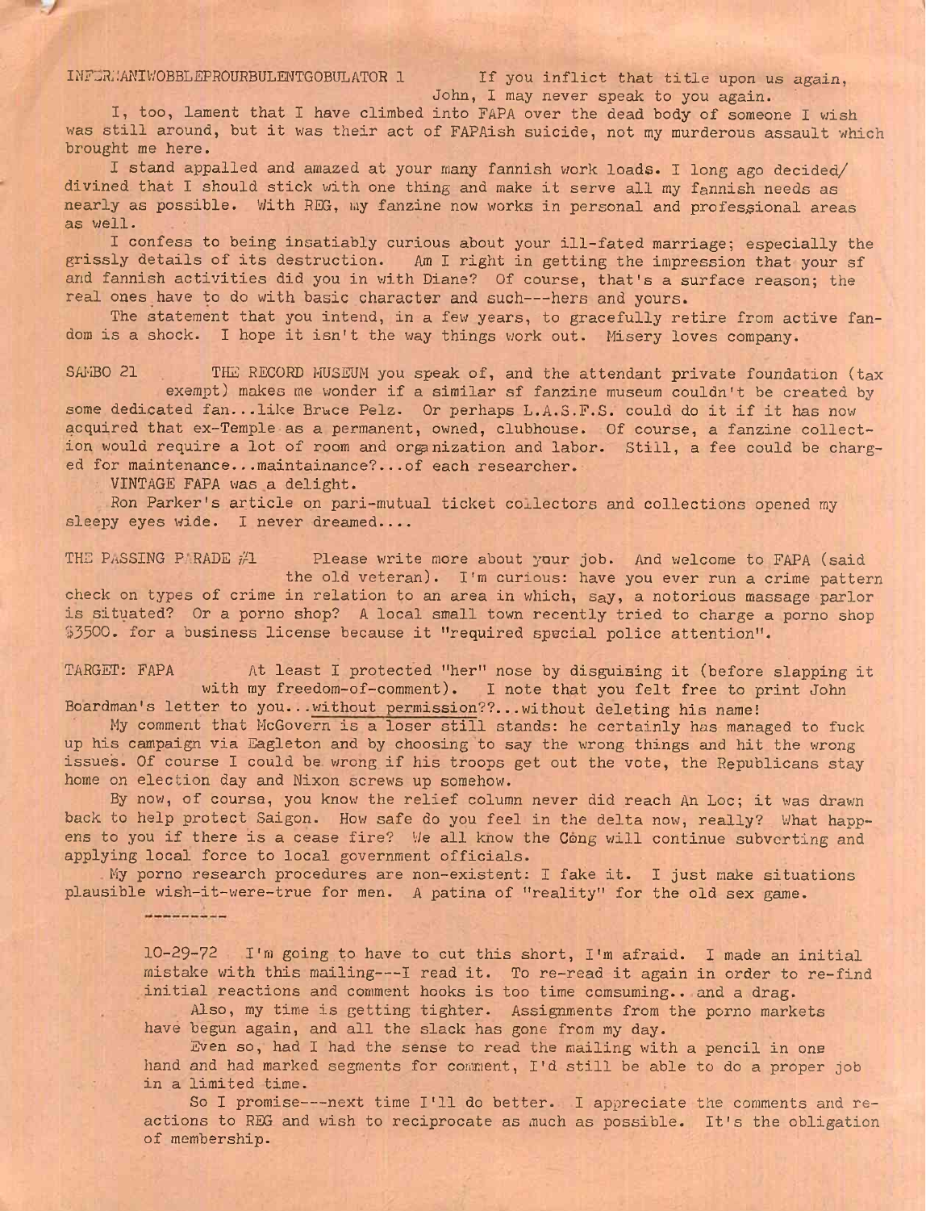INFERMANIWOBBLEPROURBULENTGOBULATOR 1    If you inflict that title upon us again, John, I may never speak to you again.

I, too, lament that I have climbed into FAPA over the dead body of someone I wish was still around, but it was their act of FAPAish suicide, not my murderous assault which brought me here.

I stand appalled and amazed at your many fannish work loads. I long ago decided/divined that I should stick with one thing and make it serve all my fannish needs as nearly as possible. With REG, my fanzine now works in personal and professional areas as well.

I confess to being insatiably curious about your ill-fated marriage; especially the grissly details of its destruction. Am I right in getting the impression that your sf and fannish activities did you in with Diane? Of course, that's a surface reason; the real ones have to do with basic character and such---hers and yours.

The statement that you intend, in a few years, to gracefully retire from active fandom is a shock. I hope it isn't the way things work out. Misery loves company.

SAMBO 21    THE RECORD MUSEUM you speak of, and the attendant private foundation (tax exempt) makes me wonder if a similar sf fanzine museum couldn't be created by some dedicated fan...like Bruce Pelz. Or perhaps L.A.S.F.S. could do it if it has now acquired that ex-Temple as a permanent, owned, clubhouse. Of course, a fanzine collection would require a lot of room and organization and labor. Still, a fee could be charged for maintenance...maintainance?...of each researcher.

VINTAGE FAPA was a delight.

Ron Parker's article on pari-mutual ticket collectors and collections opened my sleepy eyes wide. I never dreamed....

THE PASSING PARADE #1    Please write more about your job. And welcome to FAPA (said the old veteran). I'm curious: have you ever run a crime pattern check on types of crime in relation to an area in which, say, a notorious massage parlor is situated? Or a porno shop? A local small town recently tried to charge a porno shop $3500. for a business license because it "required special police attention".

TARGET: FAPA    At least I protected "her" nose by disguising it (before slapping it with my freedom-of-comment). I note that you felt free to print John Boardman's letter to you...without permission??...without deleting his name!

My comment that McGovern is a loser still stands: he certainly has managed to fuck up his campaign via Eagleton and by choosing to say the wrong things and hit the wrong issues. Of course I could be wrong if his troops get out the vote, the Republicans stay home on election day and Nixon screws up somehow.

By now, of course, you know the relief column never did reach An Loc; it was drawn back to help protect Saigon. How safe do you feel in the delta now, really? What happens to you if there is a cease fire? We all know the Cong will continue subverting and applying local force to local government officials.

My porno research procedures are non-existent: I fake it. I just make situations plausible wish-it-were-true for men. A patina of "reality" for the old sex game.

---------

10-29-72 I'm going to have to cut this short, I'm afraid. I made an initial mistake with this mailing---I read it. To re-read it again in order to re-find initial reactions and comment hooks is too time consuming.. and a drag.

Also, my time is getting tighter. Assignments from the porno markets have begun again, and all the slack has gone from my day.

Even so, had I had the sense to read the mailing with a pencil in one hand and had marked segments for comment, I'd still be able to do a proper job in a limited time.

So I promise---next time I'll do better. I appreciate the comments and reactions to REG and wish to reciprocate as much as possible. It's the obligation of membership.